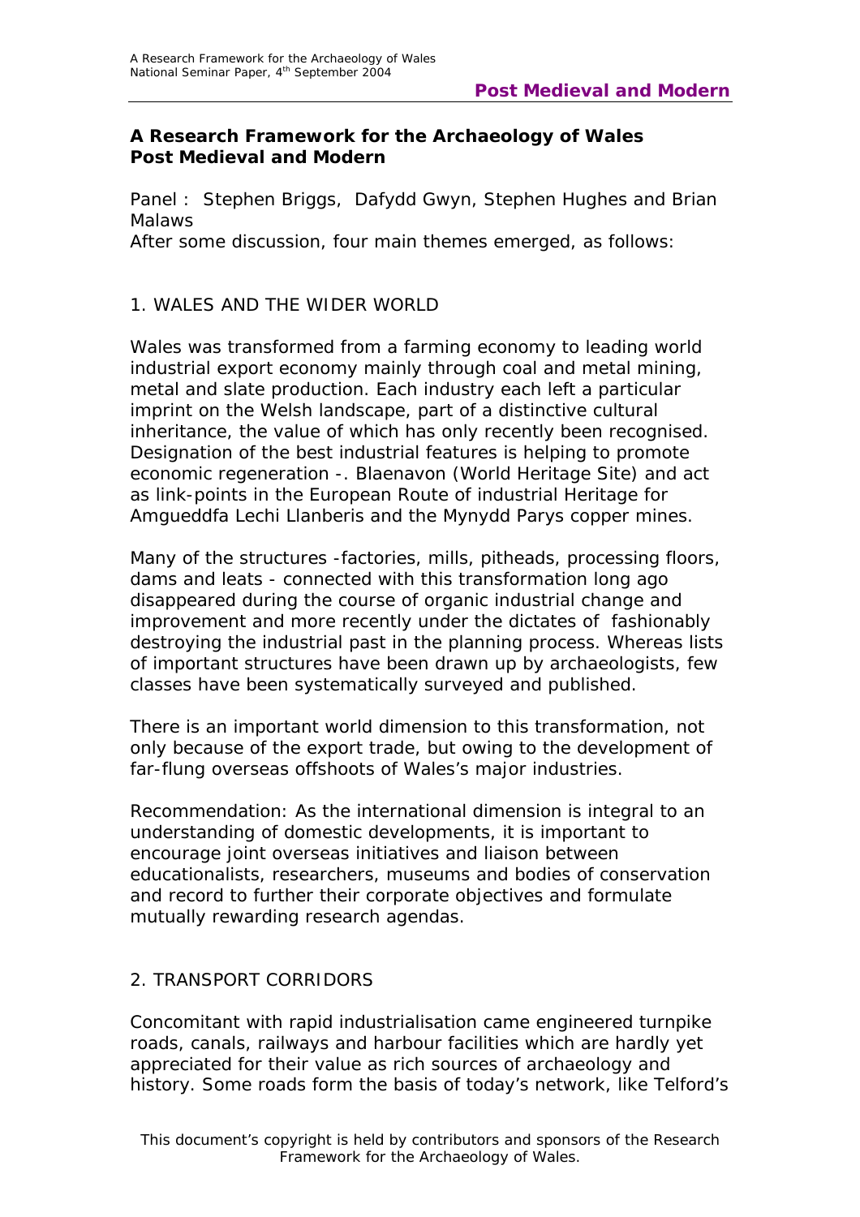## A Research Framework for the Archaeology of Wales
## Post Medieval and Modern

Panel : Stephen Briggs, Dafydd Gwyn, Stephen Hughes and Brian Malaws

After some discussion, four main themes emerged, as follows:

### 1. WALES AND THE WIDER WORLD

Wales was transformed from a farming economy to leading world industrial export economy mainly through coal and metal mining, metal and slate production. Each industry each left a particular imprint on the Welsh landscape, part of a distinctive cultural inheritance, the value of which has only recently been recognised. Designation of the best industrial features is helping to promote economic regeneration -. Blaenavon (World Heritage Site) and act as link-points in the European Route of industrial Heritage for Amgueddfa Lechi Llanberis and the Mynydd Parys copper mines.

Many of the structures -factories, mills, pitheads, processing floors, dams and leats - connected with this transformation long ago disappeared during the course of organic industrial change and improvement and more recently under the dictates of fashionably destroying the industrial past in the planning process. Whereas lists of important structures have been drawn up by archaeologists, few classes have been systematically surveyed and published.

There is an important world dimension to this transformation, not only because of the export trade, but owing to the development of far-flung overseas offshoots of Wales's major industries.

Recommendation: As the international dimension is integral to an understanding of domestic developments, it is important to encourage joint overseas initiatives and liaison between educationalists, researchers, museums and bodies of conservation and record to further their corporate objectives and formulate mutually rewarding research agendas.

### 2. TRANSPORT CORRIDORS

Concomitant with rapid industrialisation came engineered turnpike roads, canals, railways and harbour facilities which are hardly yet appreciated for their value as rich sources of archaeology and history. Some roads form the basis of today's network, like Telford's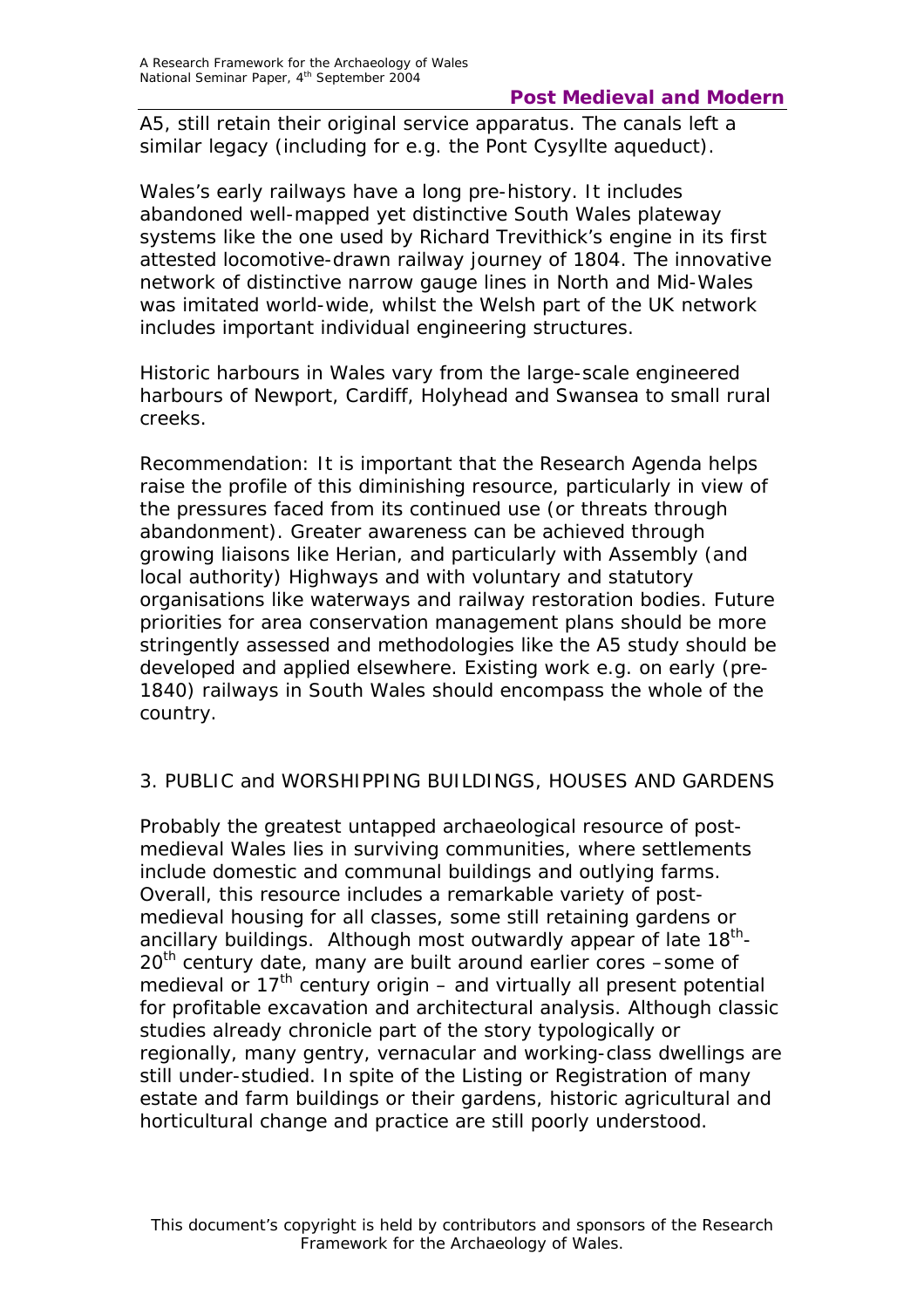A5, still retain their original service apparatus. The canals left a similar legacy (including for e.g. the Pont Cysyllte aqueduct).

Wales's early railways have a long pre-history. It includes abandoned well-mapped yet distinctive South Wales plateway systems like the one used by Richard Trevithick's engine in its first attested locomotive-drawn railway journey of 1804. The innovative network of distinctive narrow gauge lines in North and Mid-Wales was imitated world-wide, whilst the Welsh part of the UK network includes important individual engineering structures.

Historic harbours in Wales vary from the large-scale engineered harbours of Newport, Cardiff, Holyhead and Swansea to small rural creeks.

Recommendation: It is important that the Research Agenda helps raise the profile of this diminishing resource, particularly in view of the pressures faced from its continued use (or threats through abandonment). Greater awareness can be achieved through growing liaisons like Herian, and particularly with Assembly (and local authority) Highways and with voluntary and statutory organisations like waterways and railway restoration bodies. Future priorities for area conservation management plans should be more stringently assessed and methodologies like the A5 study should be developed and applied elsewhere. Existing work e.g. on early (pre-1840) railways in South Wales should encompass the whole of the country.

## 3. PUBLIC and WORSHIPPING BUILDINGS, HOUSES AND GARDENS

Probably the greatest untapped archaeological resource of post-medieval Wales lies in surviving communities, where settlements include domestic and communal buildings and outlying farms. Overall, this resource includes a remarkable variety of post-medieval housing for all classes, some still retaining gardens or ancillary buildings. Although most outwardly appear of late 18th-20th century date, many are built around earlier cores – some of medieval or 17th century origin – and virtually all present potential for profitable excavation and architectural analysis. Although classic studies already chronicle part of the story typologically or regionally, many gentry, vernacular and working-class dwellings are still under-studied. In spite of the Listing or Registration of many estate and farm buildings or their gardens, historic agricultural and horticultural change and practice are still poorly understood.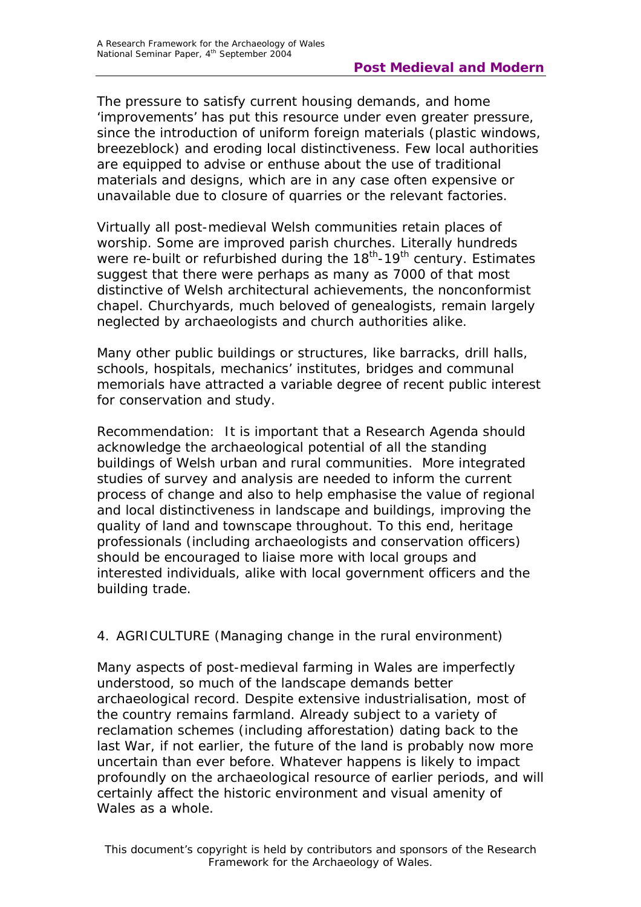The pressure to satisfy current housing demands, and home 'improvements' has put this resource under even greater pressure, since the introduction of uniform foreign materials (plastic windows, breezeblock) and eroding local distinctiveness. Few local authorities are equipped to advise or enthuse about the use of traditional materials and designs, which are in any case often expensive or unavailable due to closure of quarries or the relevant factories.

Virtually all post-medieval Welsh communities retain places of worship. Some are improved parish churches. Literally hundreds were re-built or refurbished during the 18th-19th century. Estimates suggest that there were perhaps as many as 7000 of that most distinctive of Welsh architectural achievements, the nonconformist chapel. Churchyards, much beloved of genealogists, remain largely neglected by archaeologists and church authorities alike.

Many other public buildings or structures, like barracks, drill halls, schools, hospitals, mechanics' institutes, bridges and communal memorials have attracted a variable degree of recent public interest for conservation and study.

Recommendation: It is important that a Research Agenda should acknowledge the archaeological potential of all the standing buildings of Welsh urban and rural communities. More integrated studies of survey and analysis are needed to inform the current process of change and also to help emphasise the value of regional and local distinctiveness in landscape and buildings, improving the quality of land and townscape throughout. To this end, heritage professionals (including archaeologists and conservation officers) should be encouraged to liaise more with local groups and interested individuals, alike with local government officers and the building trade.

## 4. AGRICULTURE (Managing change in the rural environment)

Many aspects of post-medieval farming in Wales are imperfectly understood, so much of the landscape demands better archaeological record. Despite extensive industrialisation, most of the country remains farmland. Already subject to a variety of reclamation schemes (including afforestation) dating back to the last War, if not earlier, the future of the land is probably now more uncertain than ever before. Whatever happens is likely to impact profoundly on the archaeological resource of earlier periods, and will certainly affect the historic environment and visual amenity of Wales as a whole.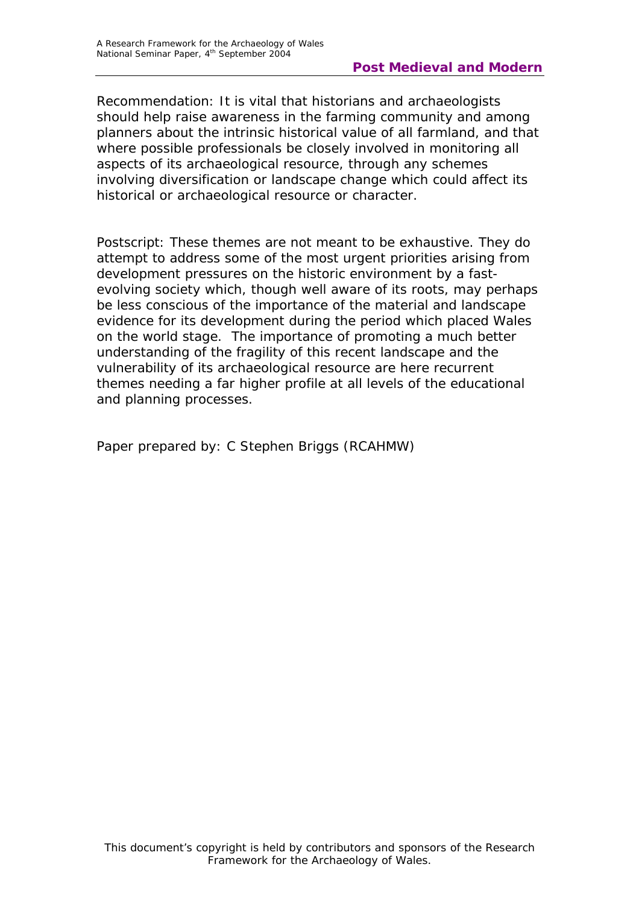Recommendation: It is vital that historians and archaeologists should help raise awareness in the farming community and among planners about the intrinsic historical value of all farmland, and that where possible professionals be closely involved in monitoring all aspects of its archaeological resource, through any schemes involving diversification or landscape change which could affect its historical or archaeological resource or character.

Postscript: These themes are not meant to be exhaustive. They do attempt to address some of the most urgent priorities arising from development pressures on the historic environment by a fast-evolving society which, though well aware of its roots, may perhaps be less conscious of the importance of the material and landscape evidence for its development during the period which placed Wales on the world stage. The importance of promoting a much better understanding of the fragility of this recent landscape and the vulnerability of its archaeological resource are here recurrent themes needing a far higher profile at all levels of the educational and planning processes.

Paper prepared by: C Stephen Briggs (RCAHMW)